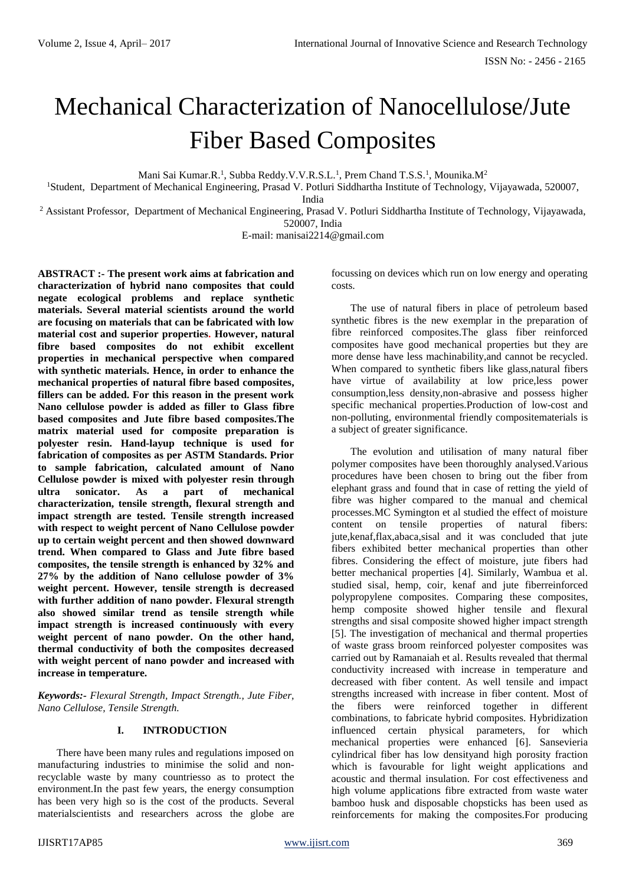# Mechanical Characterization of Nanocellulose/Jute Fiber Based Composites

Mani Sai Kumar.R.[1], Subba Reddy.V.V.R.S.L.[1], Prem Chand T.S.S.[1], Mounika.M[2]

[1]Student, Department of Mechanical Engineering, Prasad V. Potluri Siddhartha Institute of Technology, Vijayawada, 520007, India

[2] Assistant Professor, Department of Mechanical Engineering, Prasad V. Potluri Siddhartha Institute of Technology, Vijayawada, 520007, India

E-mail: manisai2214@gmail.com

**ABSTRACT :- The present work aims at fabrication and characterization of hybrid nano composites that could negate ecological problems and replace synthetic materials. Several material scientists around the world are focusing on materials that can be fabricated with low material cost and superior properties. However, natural fibre based composites do not exhibit excellent properties in mechanical perspective when compared with synthetic materials. Hence, in order to enhance the mechanical properties of natural fibre based composites, fillers can be added. For this reason in the present work Nano cellulose powder is added as filler to Glass fibre based composites and Jute fibre based composites.The matrix material used for composite preparation is polyester resin. Hand-layup technique is used for fabrication of composites as per ASTM Standards. Prior to sample fabrication, calculated amount of Nano Cellulose powder is mixed with polyester resin through ultra sonicator. As a part of mechanical characterization, tensile strength, flexural strength and impact strength are tested. Tensile strength increased with respect to weight percent of Nano Cellulose powder up to certain weight percent and then showed downward trend. When compared to Glass and Jute fibre based composites, the tensile strength is enhanced by 32% and 27% by the addition of Nano cellulose powder of 3% weight percent. However, tensile strength is decreased with further addition of nano powder. Flexural strength also showed similar trend as tensile strength while impact strength is increased continuously with every weight percent of nano powder. On the other hand, thermal conductivity of both the composites decreased with weight percent of nano powder and increased with increase in temperature.**

***Keywords:-*** *Flexural Strength, Impact Strength., Jute Fiber, Nano Cellulose, Tensile Strength.*

## I. INTRODUCTION

There have been many rules and regulations imposed on manufacturing industries to minimise the solid and non-recyclable waste by many countriesso as to protect the environment.In the past few years, the energy consumption has been very high so is the cost of the products. Several materialscientists and researchers across the globe are focussing on devices which run on low energy and operating costs.

The use of natural fibers in place of petroleum based synthetic fibres is the new exemplar in the preparation of fibre reinforced composites.The glass fiber reinforced composites have good mechanical properties but they are more dense have less machinability,and cannot be recycled. When compared to synthetic fibers like glass,natural fibers have virtue of availability at low price,less power consumption,less density,non-abrasive and possess higher specific mechanical properties.Production of low-cost and non-polluting, environmental friendly compositematerials is a subject of greater significance.

The evolution and utilisation of many natural fiber polymer composites have been thoroughly analysed.Various procedures have been chosen to bring out the fiber from elephant grass and found that in case of retting the yield of fibre was higher compared to the manual and chemical processes.MC Symington et al studied the effect of moisture content on tensile properties of natural fibers: jute,kenaf,flax,abaca,sisal and it was concluded that jute fibers exhibited better mechanical properties than other fibres. Considering the effect of moisture, jute fibers had better mechanical properties [4]. Similarly, Wambua et al. studied sisal, hemp, coir, kenaf and jute fiberreinforced polypropylene composites. Comparing these composites, hemp composite showed higher tensile and flexural strengths and sisal composite showed higher impact strength [5]. The investigation of mechanical and thermal properties of waste grass broom reinforced polyester composites was carried out by Ramanaiah et al. Results revealed that thermal conductivity increased with increase in temperature and decreased with fiber content. As well tensile and impact strengths increased with increase in fiber content. Most of the fibers were reinforced together in different combinations, to fabricate hybrid composites. Hybridization influenced certain physical parameters, for which mechanical properties were enhanced [6]. Sansevieria cylindrical fiber has low densityand high porosity fraction which is favourable for light weight applications and acoustic and thermal insulation. For cost effectiveness and high volume applications fibre extracted from waste water bamboo husk and disposable chopsticks has been used as reinforcements for making the composites.For producing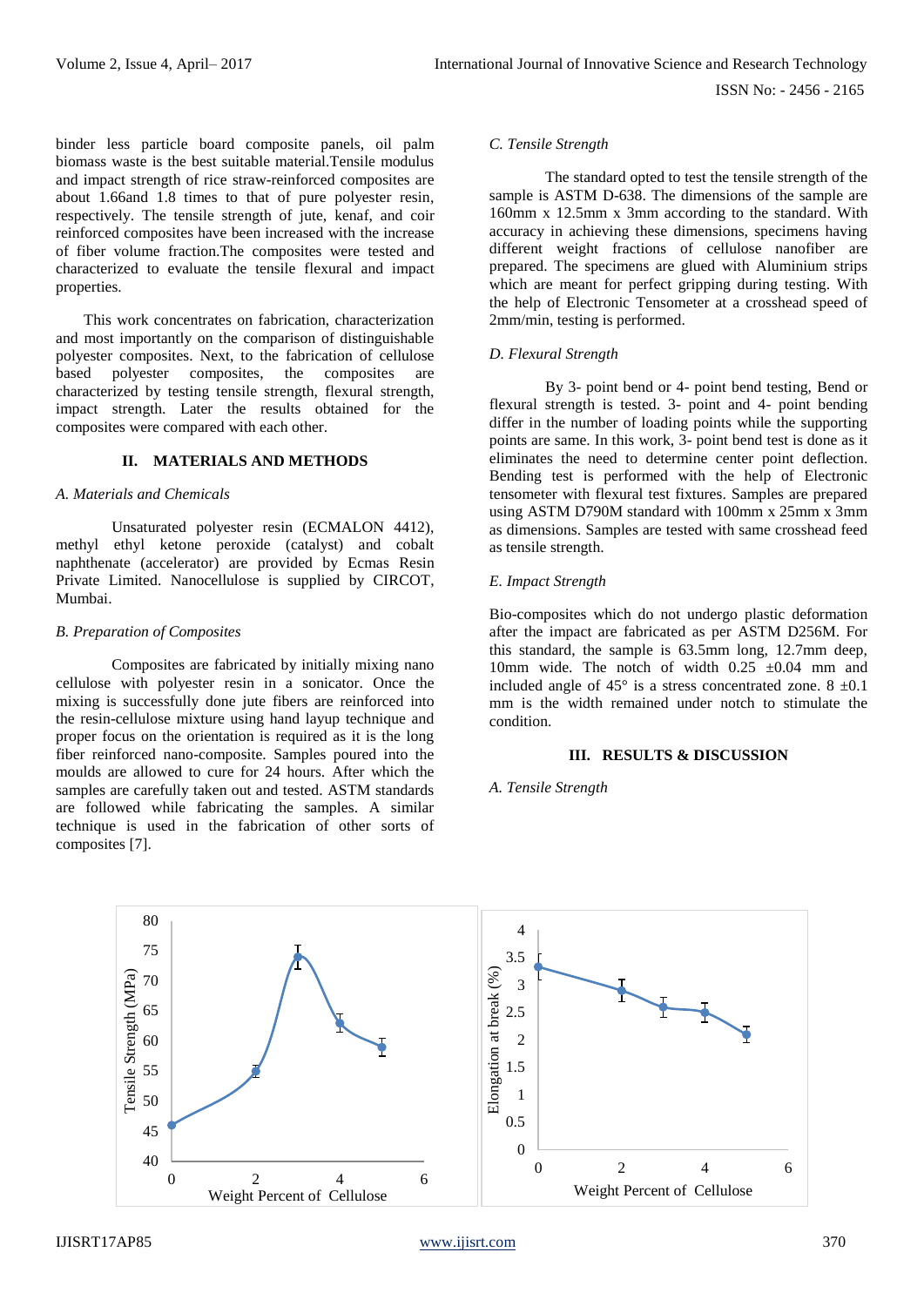binder less particle board composite panels, oil palm biomass waste is the best suitable material.Tensile modulus and impact strength of rice straw-reinforced composites are about 1.66and 1.8 times to that of pure polyester resin, respectively. The tensile strength of jute, kenaf, and coir reinforced composites have been increased with the increase of fiber volume fraction.The composites were tested and characterized to evaluate the tensile flexural and impact properties.

This work concentrates on fabrication, characterization and most importantly on the comparison of distinguishable polyester composites. Next, to the fabrication of cellulose based polyester composites, the composites are characterized by testing tensile strength, flexural strength, impact strength. Later the results obtained for the composites were compared with each other.

## II. MATERIALS AND METHODS

### *A. Materials and Chemicals*

Unsaturated polyester resin (ECMALON 4412), methyl ethyl ketone peroxide (catalyst) and cobalt naphthenate (accelerator) are provided by Ecmas Resin Private Limited. Nanocellulose is supplied by CIRCOT, Mumbai.

### *B. Preparation of Composites*

Composites are fabricated by initially mixing nano cellulose with polyester resin in a sonicator. Once the mixing is successfully done jute fibers are reinforced into the resin-cellulose mixture using hand layup technique and proper focus on the orientation is required as it is the long fiber reinforced nano-composite. Samples poured into the moulds are allowed to cure for 24 hours. After which the samples are carefully taken out and tested. ASTM standards are followed while fabricating the samples. A similar technique is used in the fabrication of other sorts of composites [7].

### *C. Tensile Strength*

The standard opted to test the tensile strength of the sample is ASTM D-638. The dimensions of the sample are 160mm x 12.5mm x 3mm according to the standard. With accuracy in achieving these dimensions, specimens having different weight fractions of cellulose nanofiber are prepared. The specimens are glued with Aluminium strips which are meant for perfect gripping during testing. With the help of Electronic Tensometer at a crosshead speed of 2mm/min, testing is performed.

### *D. Flexural Strength*

By 3- point bend or 4- point bend testing, Bend or flexural strength is tested. 3- point and 4- point bending differ in the number of loading points while the supporting points are same. In this work, 3- point bend test is done as it eliminates the need to determine center point deflection. Bending test is performed with the help of Electronic tensometer with flexural test fixtures. Samples are prepared using ASTM D790M standard with 100mm x 25mm x 3mm as dimensions. Samples are tested with same crosshead feed as tensile strength.

### *E. Impact Strength*

Bio-composites which do not undergo plastic deformation after the impact are fabricated as per ASTM D256M. For this standard, the sample is 63.5mm long, 12.7mm deep, 10mm wide. The notch of width 0.25 $\pm$0.04 mm and included angle of 45° is a stress concentrated zone. 8 $\pm$0.1 mm is the width remained under notch to stimulate the condition.

## III. RESULTS & DISCUSSION

### *A. Tensile Strength*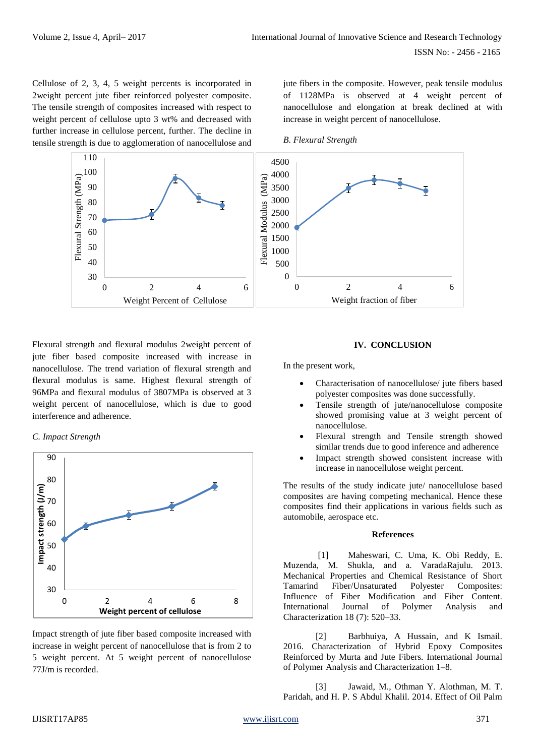Cellulose of 2, 3, 4, 5 weight percents is incorporated in 2weight percent jute fiber reinforced polyester composite. The tensile strength of composites increased with respect to weight percent of cellulose upto 3 wt% and decreased with further increase in cellulose percent, further. The decline in tensile strength is due to agglomeration of nanocellulose and jute fibers in the composite. However, peak tensile modulus of 1128MPa is observed at 4 weight percent of nanocellulose and elongation at break declined at with increase in weight percent of nanocellulose.

*B. Flexural Strength*

Flexural strength and flexural modulus 2weight percent of jute fiber based composite increased with increase in nanocellulose. The trend variation of flexural strength and flexural modulus is same. Highest flexural strength of 96MPa and flexural modulus of 3807MPa is observed at 3 weight percent of nanocellulose, which is due to good interference and adherence.

*C. Impact Strength*

Impact strength of jute fiber based composite increased with increase in weight percent of nanocellulose that is from 2 to 5 weight percent. At 5 weight percent of nanocellulose 77J/m is recorded.

## IV. CONCLUSION

In the present work,

- Characterisation of nanocellulose/ jute fibers based polyester composites was done successfully.
- Tensile strength of jute/nanocellulose composite showed promising value at 3 weight percent of nanocellulose.
- Flexural strength and Tensile strength showed similar trends due to good inference and adherence
- Impact strength showed consistent increase with increase in nanocellulose weight percent.

The results of the study indicate jute/ nanocellulose based composites are having competing mechanical. Hence these composites find their applications in various fields such as automobile, aerospace etc.

### References

[1] Maheswari, C. Uma, K. Obi Reddy, E. Muzenda, M. Shukla, and a. VaradaRajulu. 2013. Mechanical Properties and Chemical Resistance of Short Tamarind Fiber/Unsaturated Polyester Composites: Influence of Fiber Modification and Fiber Content. International Journal of Polymer Analysis and Characterization 18 (7): 520–33.

[2] Barbhuiya, A Hussain, and K Ismail. 2016. Characterization of Hybrid Epoxy Composites Reinforced by Murta and Jute Fibers. International Journal of Polymer Analysis and Characterization 1–8.

[3] Jawaid, M., Othman Y. Alothman, M. T. Paridah, and H. P. S Abdul Khalil. 2014. Effect of Oil Palm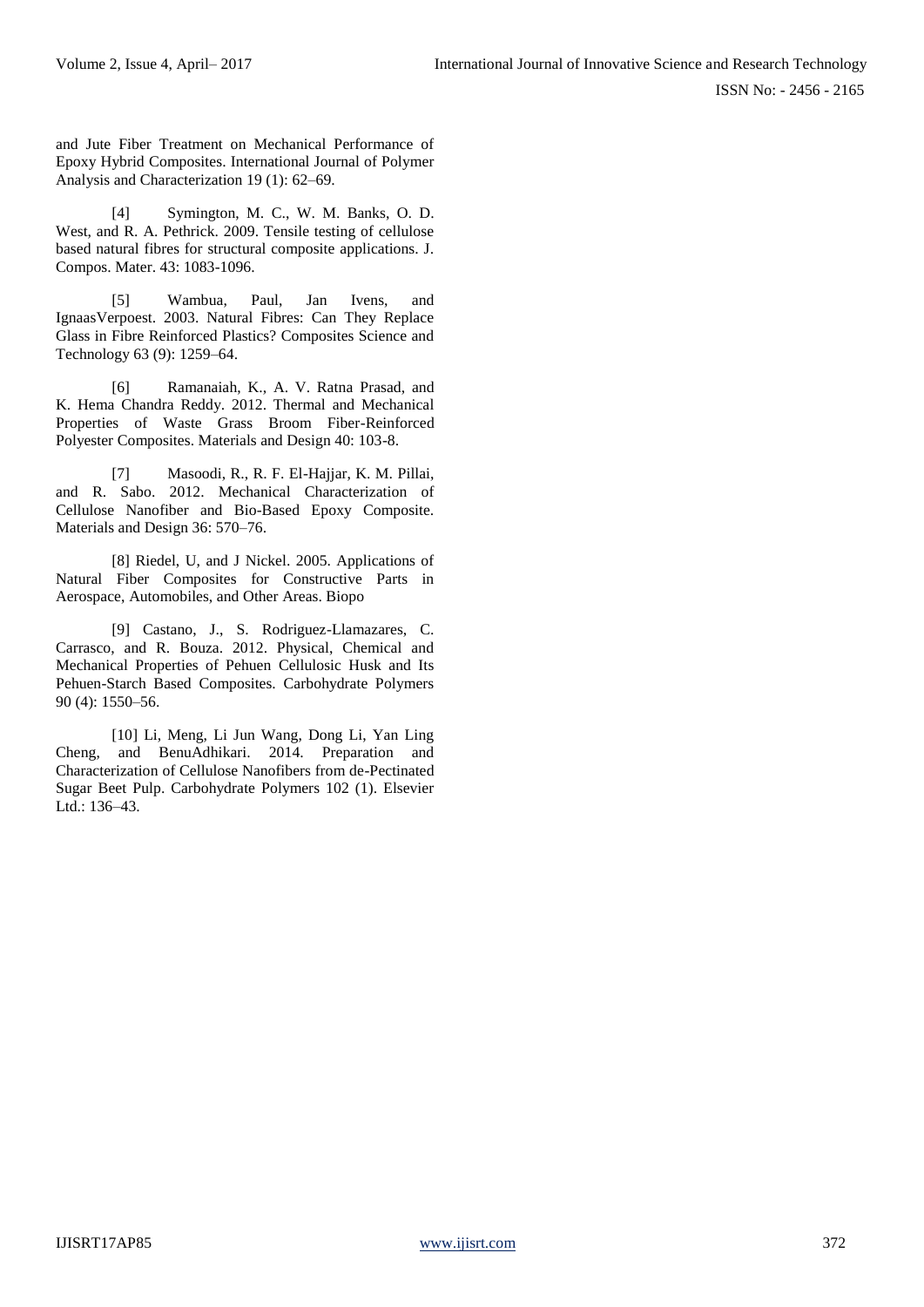and Jute Fiber Treatment on Mechanical Performance of Epoxy Hybrid Composites. International Journal of Polymer Analysis and Characterization 19 (1): 62–69.

[4] Symington, M. C., W. M. Banks, O. D. West, and R. A. Pethrick. 2009. Tensile testing of cellulose based natural fibres for structural composite applications. J. Compos. Mater. 43: 1083-1096.

[5] Wambua, Paul, Jan Ivens, and IgnaasVerpoest. 2003. Natural Fibres: Can They Replace Glass in Fibre Reinforced Plastics? Composites Science and Technology 63 (9): 1259–64.

[6] Ramanaiah, K., A. V. Ratna Prasad, and K. Hema Chandra Reddy. 2012. Thermal and Mechanical Properties of Waste Grass Broom Fiber-Reinforced Polyester Composites. Materials and Design 40: 103-8.

[7] Masoodi, R., R. F. El-Hajjar, K. M. Pillai, and R. Sabo. 2012. Mechanical Characterization of Cellulose Nanofiber and Bio-Based Epoxy Composite. Materials and Design 36: 570–76.

[8] Riedel, U, and J Nickel. 2005. Applications of Natural Fiber Composites for Constructive Parts in Aerospace, Automobiles, and Other Areas. Biopo

[9] Castano, J., S. Rodriguez-Llamazares, C. Carrasco, and R. Bouza. 2012. Physical, Chemical and Mechanical Properties of Pehuen Cellulosic Husk and Its Pehuen-Starch Based Composites. Carbohydrate Polymers 90 (4): 1550–56.

[10] Li, Meng, Li Jun Wang, Dong Li, Yan Ling Cheng, and BenuAdhikari. 2014. Preparation and Characterization of Cellulose Nanofibers from de-Pectinated Sugar Beet Pulp. Carbohydrate Polymers 102 (1). Elsevier Ltd.: 136–43.